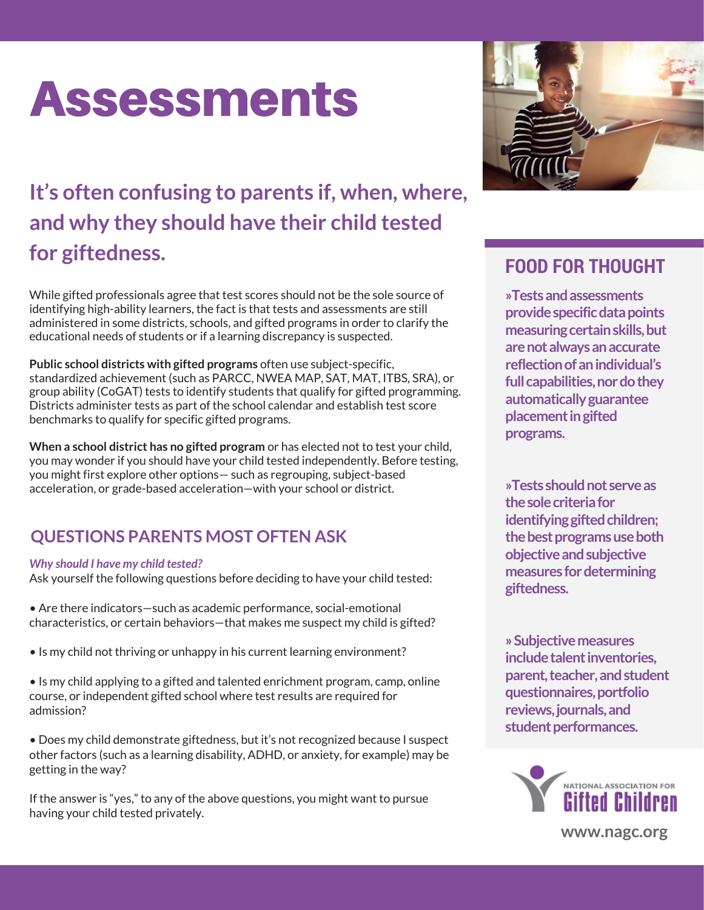# Assessments

## It's often confusing to parents if, when, where, and why they should have their child tested for giftedness.

While gifted professionals agree that test scores should not be the sole source of identifying high-ability learners, the fact is that tests and assessments are still administered in some districts, schools, and gifted programs in order to clarify the educational needs of students or if a learning discrepancy is suspected.

**Public school districts with gifted programs** often use subject-specific, standardized achievement (such as PARCC, NWEA MAP, SAT, MAT, ITBS, SRA), or group ability (CoGAT) tests to identify students that qualify for gifted programming. Districts administer tests as part of the school calendar and establish test score benchmarks to qualify for specific gifted programs.

**When a school district has no gifted program** or has elected not to test your child, you may wonder if you should have your child tested independently. Before testing, you might first explore other options— such as regrouping, subject-based acceleration, or grade-based acceleration—with your school or district.

## QUESTIONS PARENTS MOST OFTEN ASK

***Why should I have my child tested?***
Ask yourself the following questions before deciding to have your child tested:

• Are there indicators—such as academic performance, social-emotional characteristics, or certain behaviors—that makes me suspect my child is gifted?

• Is my child not thriving or unhappy in his current learning environment?

• Is my child applying to a gifted and talented enrichment program, camp, online course, or independent gifted school where test results are required for admission?

• Does my child demonstrate giftedness, but it's not recognized because I suspect other factors (such as a learning disability, ADHD, or anxiety, for example) may be getting in the way?

If the answer is "yes," to any of the above questions, you might want to pursue having your child tested privately.

## FOOD FOR THOUGHT

**»Tests and assessments provide specific data points measuring certain skills, but are not always an accurate reflection of an individual's full capabilities, nor do they automatically guarantee placement in gifted programs.**

**»Tests should not serve as the sole criteria for identifying gifted children; the best programs use both objective and subjective measures for determining giftedness.**

**» Subjective measures include talent inventories, parent, teacher, and student questionnaires, portfolio reviews, journals, and student performances.**

NATIONAL ASSOCIATION FOR Gifted Children

www.nagc.org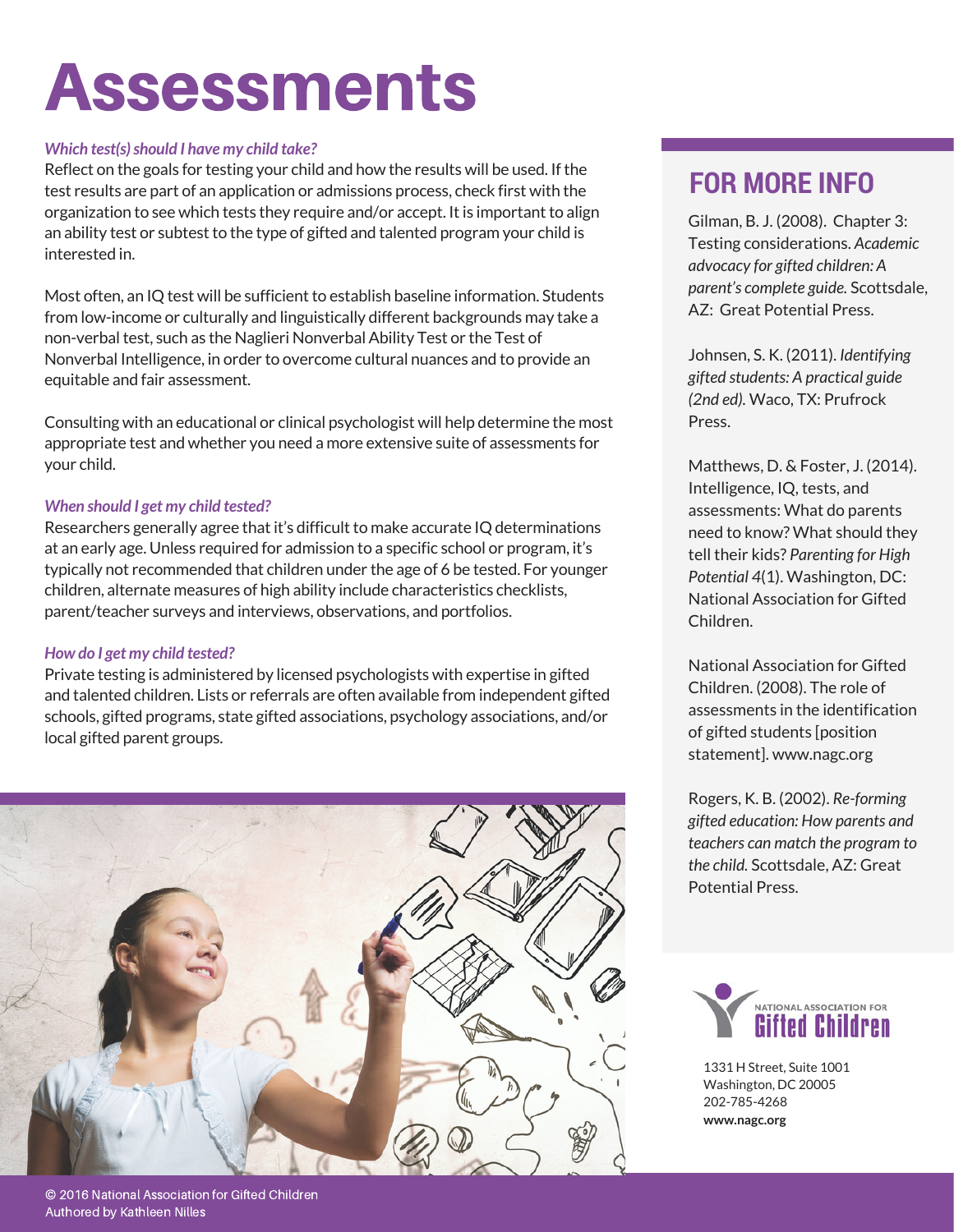# Assessments

***Which test(s) should I have my child take?***

Reflect on the goals for testing your child and how the results will be used. If the test results are part of an application or admissions process, check first with the organization to see which tests they require and/or accept. It is important to align an ability test or subtest to the type of gifted and talented program your child is interested in.

Most often, an IQ test will be sufficient to establish baseline information. Students from low-income or culturally and linguistically different backgrounds may take a non-verbal test, such as the Naglieri Nonverbal Ability Test or the Test of Nonverbal Intelligence, in order to overcome cultural nuances and to provide an equitable and fair assessment.

Consulting with an educational or clinical psychologist will help determine the most appropriate test and whether you need a more extensive suite of assessments for your child.

***When should I get my child tested?***

Researchers generally agree that it's difficult to make accurate IQ determinations at an early age. Unless required for admission to a specific school or program, it's typically not recommended that children under the age of 6 be tested. For younger children, alternate measures of high ability include characteristics checklists, parent/teacher surveys and interviews, observations, and portfolios.

***How do I get my child tested?***

Private testing is administered by licensed psychologists with expertise in gifted and talented children. Lists or referrals are often available from independent gifted schools, gifted programs, state gifted associations, psychology associations, and/or local gifted parent groups.

## FOR MORE INFO

Gilman, B. J. (2008). Chapter 3: Testing considerations. *Academic advocacy for gifted children: A parent's complete guide.* Scottsdale, AZ: Great Potential Press.

Johnsen, S. K. (2011). *Identifying gifted students: A practical guide (2nd ed).* Waco, TX: Prufrock Press.

Matthews, D. & Foster, J. (2014). Intelligence, IQ, tests, and assessments: What do parents need to know? What should they tell their kids? *Parenting for High Potential 4*(1). Washington, DC: National Association for Gifted Children.

National Association for Gifted Children. (2008). The role of assessments in the identification of gifted students [position statement]. www.nagc.org

Rogers, K. B. (2002). *Re-forming gifted education: How parents and teachers can match the program to the child.* Scottsdale, AZ: Great Potential Press.

NATIONAL ASSOCIATION FOR Gifted Children

1331 H Street, Suite 1001
Washington, DC 20005
202-785-4268
**www.nagc.org**

© 2016 National Association for Gifted Children
Authored by Kathleen Nilles